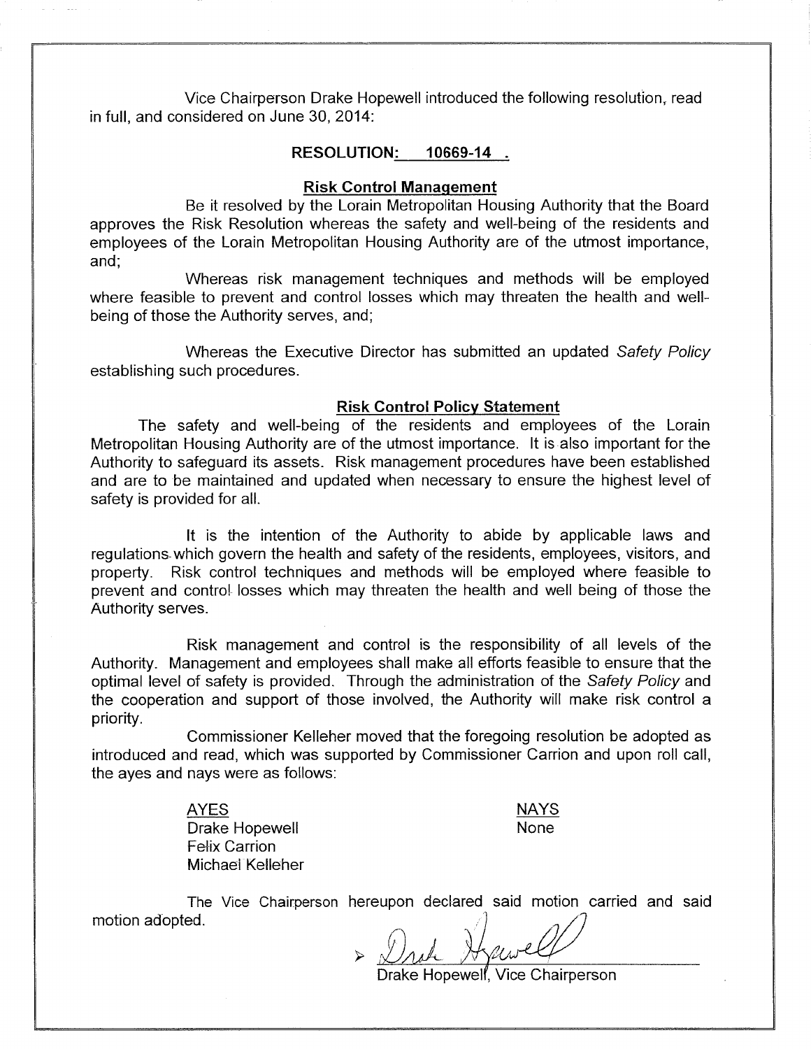Vice Chairperson Drake Hopewell introduced the following resolution, read in full, and considered on June 30, 2014:

## RESOLUTION: 10669-14 .

### Risk Control Management

Be it resolved by the Lorain Metropolitan Housing Authority that the Board approves the Risk Resolution whereas the safety and well-being of the residents and employees of the Lorain Metropolitan Housing Authority are of the utmost importance, and;

Whereas risk management techniques and methods will be employed where feasible to prevent and control losses which may threaten the health and well-being of those the Authority serves, and;

Whereas the Executive Director has submitted an updated *Safety Policy* establishing such procedures.

### Risk Control Policy Statement

The safety and well-being of the residents and employees of the Lorain Metropolitan Housing Authority are of the utmost importance. It is also important for the Authority to safeguard its assets. Risk management procedures have been established and are to be maintained and updated when necessary to ensure the highest level of safety is provided for all.

It is the intention of the Authority to abide by applicable laws and regulations which govern the health and safety of the residents, employees, visitors, and property. Risk control techniques and methods will be employed where feasible to prevent and control losses which may threaten the health and well being of those the Authority serves.

Risk management and control is the responsibility of all levels of the Authority. Management and employees shall make all efforts feasible to ensure that the optimal level of safety is provided. Through the administration of the *Safety Policy* and the cooperation and support of those involved, the Authority will make risk control a priority.

Commissioner Kelleher moved that the foregoing resolution be adopted as introduced and read, which was supported by Commissioner Carrion and upon roll call, the ayes and nays were as follows:

| AYES | NAYS |
|---|---|
| Drake Hopewell | None |
| Felix Carrion | |
| Michael Kelleher | |

The Vice Chairperson hereupon declared said motion carried and said motion adopted.

Drake Hopewell, Vice Chairperson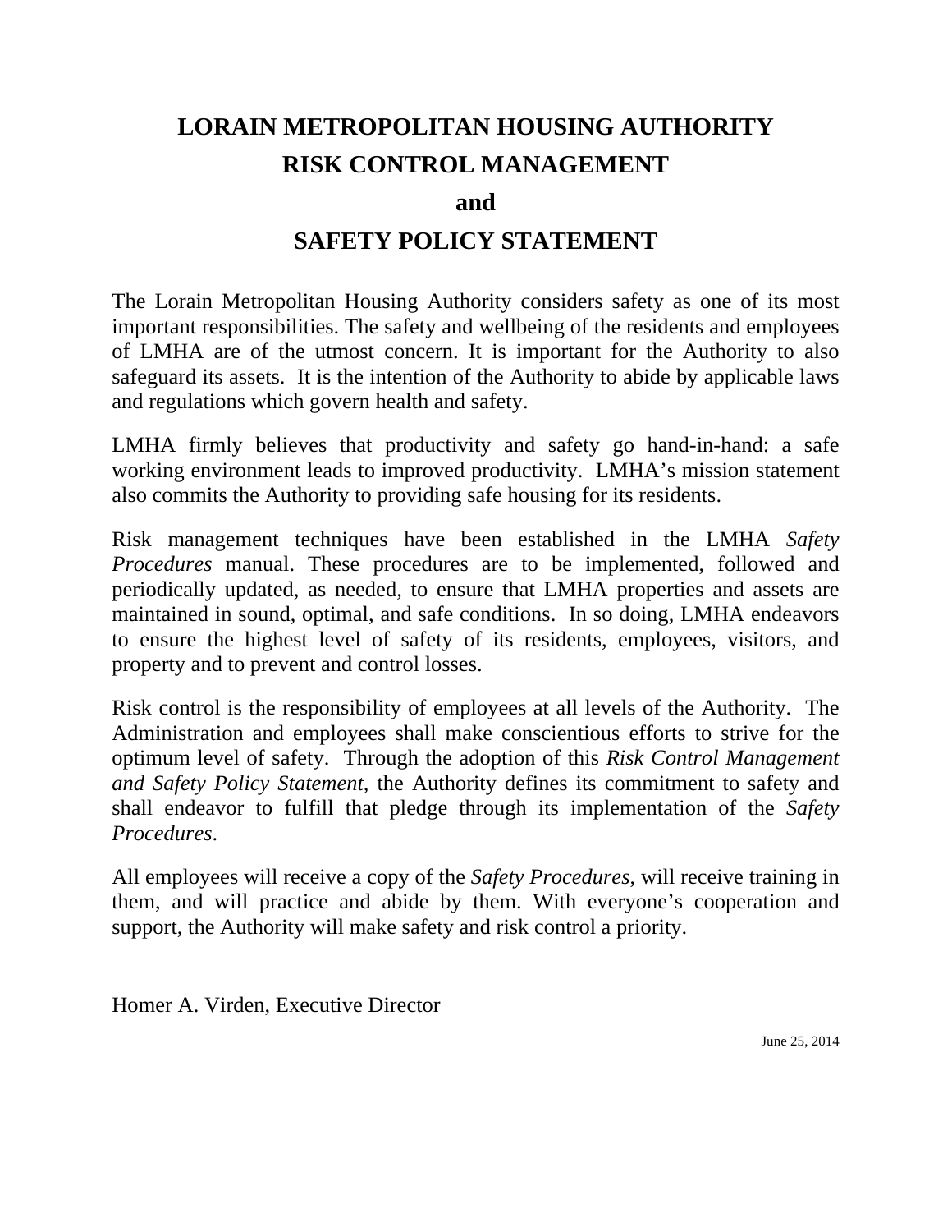# LORAIN METROPOLITAN HOUSING AUTHORITY
# RISK CONTROL MANAGEMENT
# and
# SAFETY POLICY STATEMENT

The Lorain Metropolitan Housing Authority considers safety as one of its most important responsibilities. The safety and wellbeing of the residents and employees of LMHA are of the utmost concern. It is important for the Authority to also safeguard its assets. It is the intention of the Authority to abide by applicable laws and regulations which govern health and safety.

LMHA firmly believes that productivity and safety go hand-in-hand: a safe working environment leads to improved productivity. LMHA's mission statement also commits the Authority to providing safe housing for its residents.

Risk management techniques have been established in the LMHA *Safety Procedures* manual. These procedures are to be implemented, followed and periodically updated, as needed, to ensure that LMHA properties and assets are maintained in sound, optimal, and safe conditions. In so doing, LMHA endeavors to ensure the highest level of safety of its residents, employees, visitors, and property and to prevent and control losses.

Risk control is the responsibility of employees at all levels of the Authority. The Administration and employees shall make conscientious efforts to strive for the optimum level of safety. Through the adoption of this *Risk Control Management and Safety Policy Statement*, the Authority defines its commitment to safety and shall endeavor to fulfill that pledge through its implementation of the *Safety Procedures*.

All employees will receive a copy of the *Safety Procedures*, will receive training in them, and will practice and abide by them. With everyone's cooperation and support, the Authority will make safety and risk control a priority.

Homer A. Virden, Executive Director

June 25, 2014